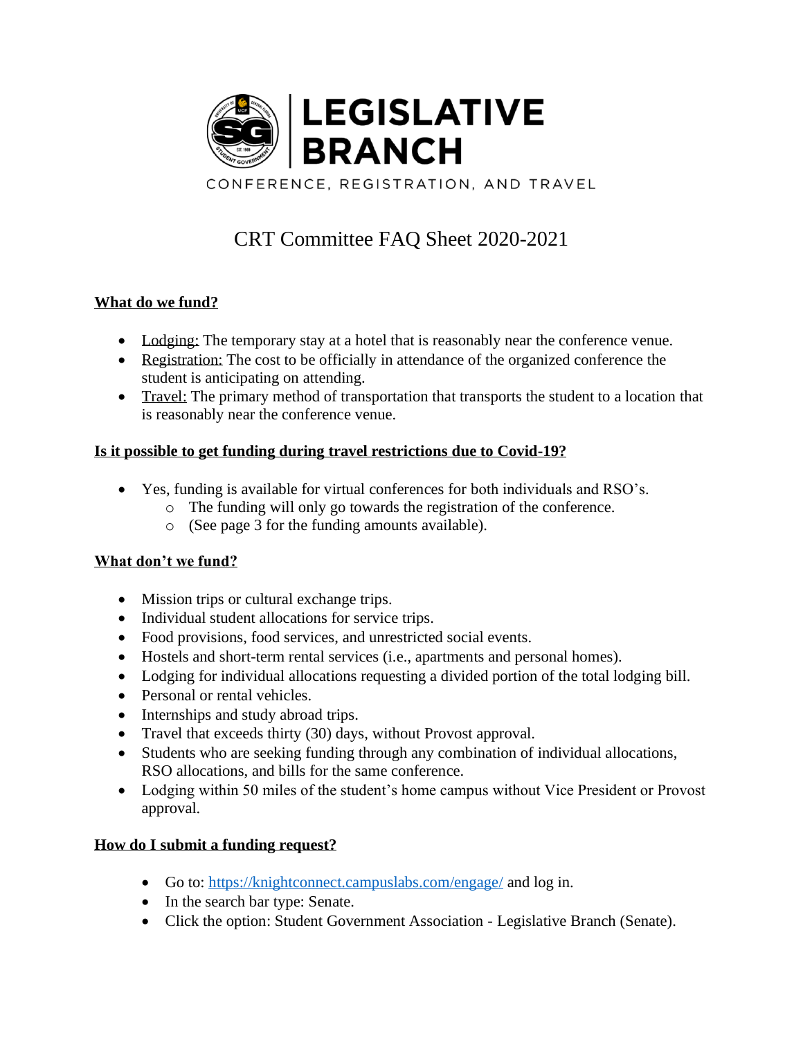# LEGISLATIVE BRANCH

CONFERENCE, REGISTRATION, AND TRAVEL

# CRT Committee FAQ Sheet 2020-2021

## What do we fund?

- Lodging: The temporary stay at a hotel that is reasonably near the conference venue.
- Registration: The cost to be officially in attendance of the organized conference the student is anticipating on attending.
- Travel: The primary method of transportation that transports the student to a location that is reasonably near the conference venue.

## Is it possible to get funding during travel restrictions due to Covid-19?

- Yes, funding is available for virtual conferences for both individuals and RSO's.
  - The funding will only go towards the registration of the conference.
  - (See page 3 for the funding amounts available).

## What don't we fund?

- Mission trips or cultural exchange trips.
- Individual student allocations for service trips.
- Food provisions, food services, and unrestricted social events.
- Hostels and short-term rental services (i.e., apartments and personal homes).
- Lodging for individual allocations requesting a divided portion of the total lodging bill.
- Personal or rental vehicles.
- Internships and study abroad trips.
- Travel that exceeds thirty (30) days, without Provost approval.
- Students who are seeking funding through any combination of individual allocations, RSO allocations, and bills for the same conference.
- Lodging within 50 miles of the student's home campus without Vice President or Provost approval.

## How do I submit a funding request?

- Go to: https://knightconnect.campuslabs.com/engage/ and log in.
- In the search bar type: Senate.
- Click the option: Student Government Association - Legislative Branch (Senate).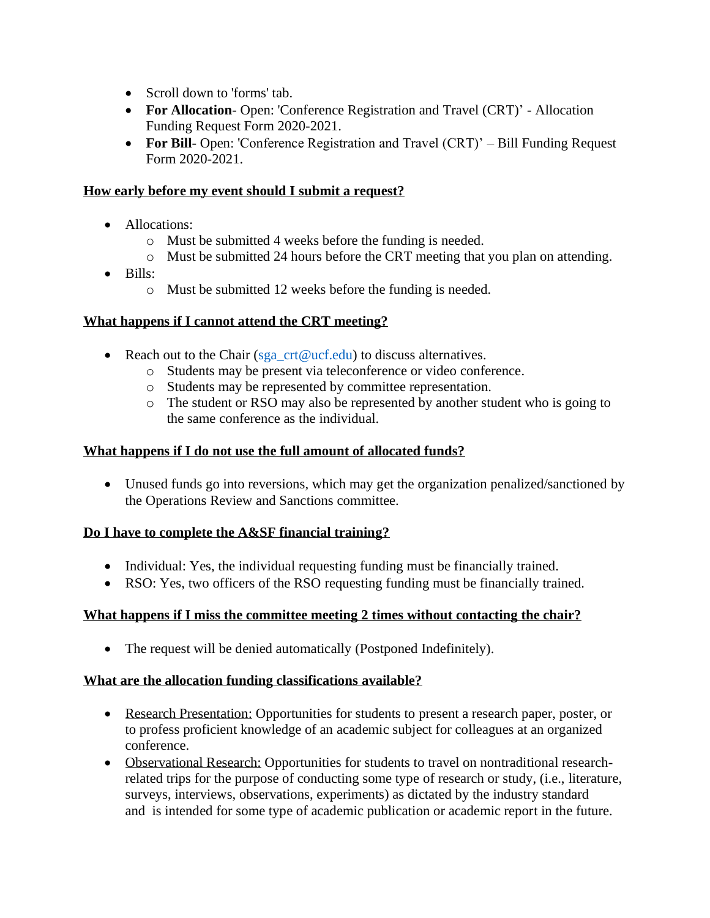- Scroll down to 'forms' tab.
- **For Allocation**- Open: 'Conference Registration and Travel (CRT)' - Allocation Funding Request Form 2020-2021.
- **For Bill**- Open: 'Conference Registration and Travel (CRT)' – Bill Funding Request Form 2020-2021.

## How early before my event should I submit a request?

- Allocations:
  - Must be submitted 4 weeks before the funding is needed.
  - Must be submitted 24 hours before the CRT meeting that you plan on attending.
- Bills:
  - Must be submitted 12 weeks before the funding is needed.

## What happens if I cannot attend the CRT meeting?

- Reach out to the Chair (sga_crt@ucf.edu) to discuss alternatives.
  - Students may be present via teleconference or video conference.
  - Students may be represented by committee representation.
  - The student or RSO may also be represented by another student who is going to the same conference as the individual.

## What happens if I do not use the full amount of allocated funds?

- Unused funds go into reversions, which may get the organization penalized/sanctioned by the Operations Review and Sanctions committee.

## Do I have to complete the A&SF financial training?

- Individual: Yes, the individual requesting funding must be financially trained.
- RSO: Yes, two officers of the RSO requesting funding must be financially trained.

## What happens if I miss the committee meeting 2 times without contacting the chair?

- The request will be denied automatically (Postponed Indefinitely).

## What are the allocation funding classifications available?

- Research Presentation: Opportunities for students to present a research paper, poster, or to profess proficient knowledge of an academic subject for colleagues at an organized conference.
- Observational Research: Opportunities for students to travel on nontraditional research-related trips for the purpose of conducting some type of research or study, (i.e., literature, surveys, interviews, observations, experiments) as dictated by the industry standard and is intended for some type of academic publication or academic report in the future.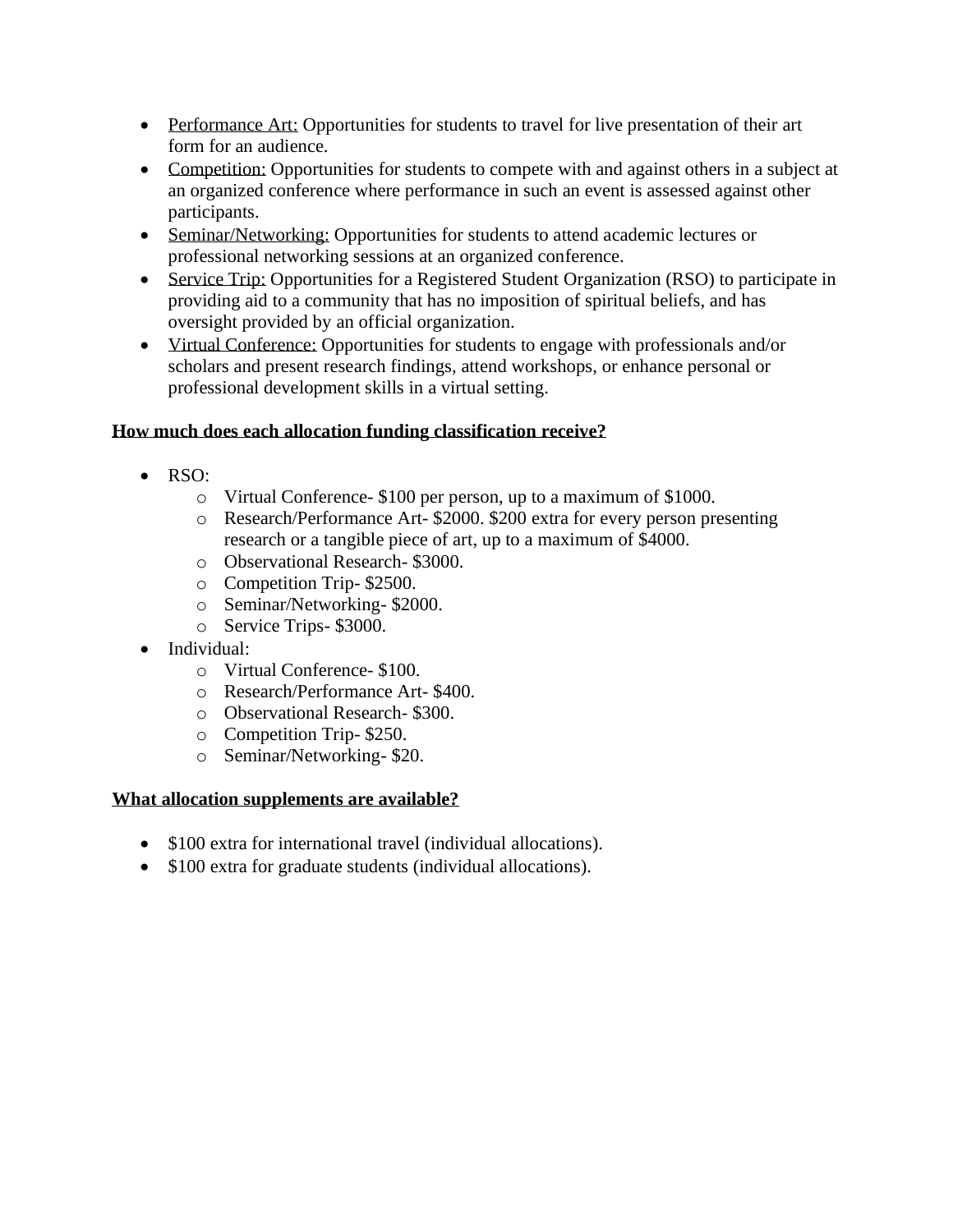- Performance Art: Opportunities for students to travel for live presentation of their art form for an audience.
- Competition: Opportunities for students to compete with and against others in a subject at an organized conference where performance in such an event is assessed against other participants.
- Seminar/Networking: Opportunities for students to attend academic lectures or professional networking sessions at an organized conference.
- Service Trip: Opportunities for a Registered Student Organization (RSO) to participate in providing aid to a community that has no imposition of spiritual beliefs, and has oversight provided by an official organization.
- Virtual Conference: Opportunities for students to engage with professionals and/or scholars and present research findings, attend workshops, or enhance personal or professional development skills in a virtual setting.

**How much does each allocation funding classification receive?**

- RSO:
  - Virtual Conference- $100 per person, up to a maximum of $1000.
  - Research/Performance Art- $2000. $200 extra for every person presenting research or a tangible piece of art, up to a maximum of $4000.
  - Observational Research- $3000.
  - Competition Trip- $2500.
  - Seminar/Networking- $2000.
  - Service Trips- $3000.
- Individual:
  - Virtual Conference- $100.
  - Research/Performance Art- $400.
  - Observational Research- $300.
  - Competition Trip- $250.
  - Seminar/Networking- $20.

**What allocation supplements are available?**

- $100 extra for international travel (individual allocations).
- $100 extra for graduate students (individual allocations).